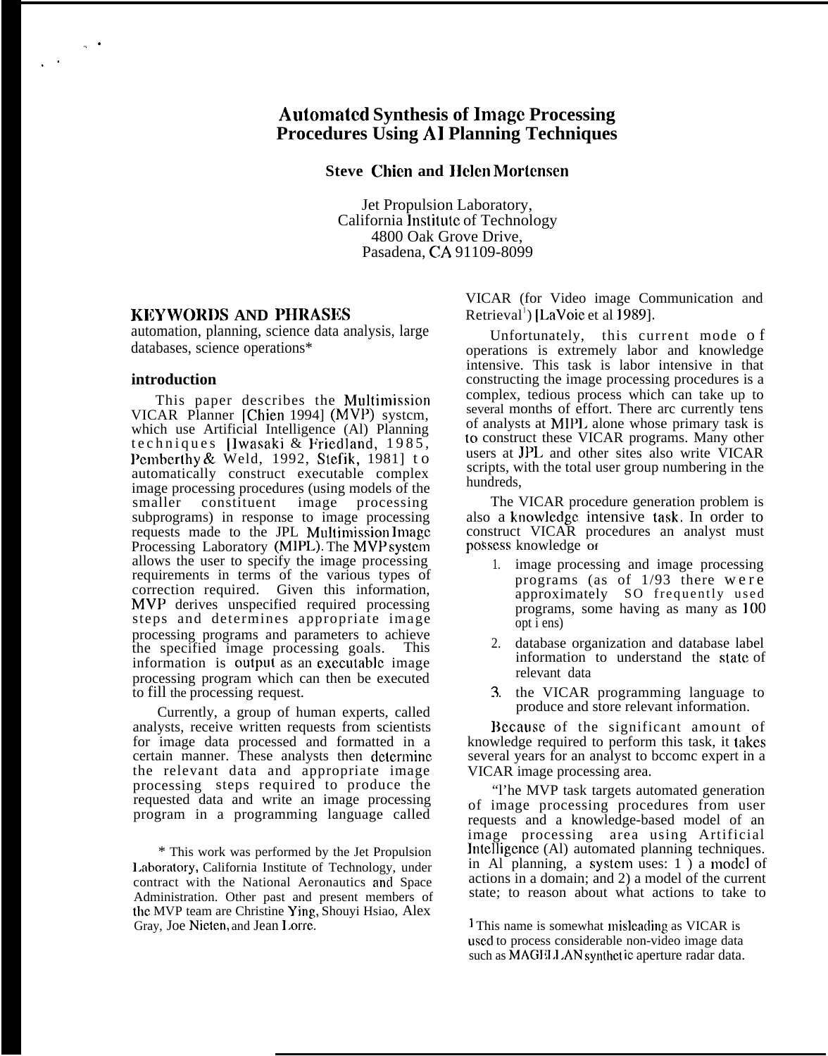# Automated Synthesis of Image Processing Procedures Using AI Planning Techniques

**Steve Chien and Helen Mortensen**

Jet Propulsion Laboratory,
California Institute of Technology
4800 Oak Grove Drive,
Pasadena, CA 91109-8099

## KEYWORDS AND PHRASES

automation, planning, science data analysis, large databases, science operations*

### introduction

This paper describes the Multimission VICAR Planner [Chien 1994] (MVP) system, which use Artificial Intelligence (Al) Planning techniques [Iwasaki & Friedland, 1985, Pemberthy & Weld, 1992, Stefik, 1981] to automatically construct executable complex image processing procedures (using models of the smaller constituent image processing subprograms) in response to image processing requests made to the JPL Multimission Image Processing Laboratory (MIPL). The MVP system allows the user to specify the image processing requirements in terms of the various types of correction required. Given this information, MVP derives unspecified required processing steps and determines appropriate image processing programs and parameters to achieve the specified image processing goals. This information is output as an executable image processing program which can then be executed to fill the processing request.

Currently, a group of human experts, called analysts, receive written requests from scientists for image data processed and formatted in a certain manner. These analysts then determine the relevant data and appropriate image processing steps required to produce the requested data and write an image processing program in a programming language called VICAR (for Video image Communication and Retrieval[1]) [LaVoie et al 1989].

Unfortunately, this current mode of operations is extremely labor and knowledge intensive. This task is labor intensive in that constructing the image processing procedures is a complex, tedious process which can take up to several months of effort. There arc currently tens of analysts at MIPL alone whose primary task is to construct these VICAR programs. Many other users at JPL and other sites also write VICAR scripts, with the total user group numbering in the hundreds,

The VICAR procedure generation problem is also a knowledge intensive task. In order to construct VICAR procedures an analyst must possess knowledge of

1. image processing and image processing programs (as of 1/93 there were approximately SO frequently used programs, some having as many as 100 opt i ens)
2. database organization and database label information to understand the state of relevant data
3. the VICAR programming language to produce and store relevant information.

Because of the significant amount of knowledge required to perform this task, it takes several years for an analyst to become expert in a VICAR image processing area.

"l'he MVP task targets automated generation of image processing procedures from user requests and a knowledge-based model of an image processing area using Artificial Intelligence (Al) automated planning techniques. in Al planning, a system uses: 1 ) a model of actions in a domain; and 2) a model of the current state; to reason about what actions to take to

\* This work was performed by the Jet Propulsion Laboratory, California Institute of Technology, under contract with the National Aeronautics and Space Administration. Other past and present members of the MVP team are Christine Ying, Shouyi Hsiao, Alex Gray, Joe Nieten, and Jean Lorre.

[1] This name is somewhat misleading as VICAR is used to process considerable non-video image data such as MAGELLAN synthetic aperture radar data.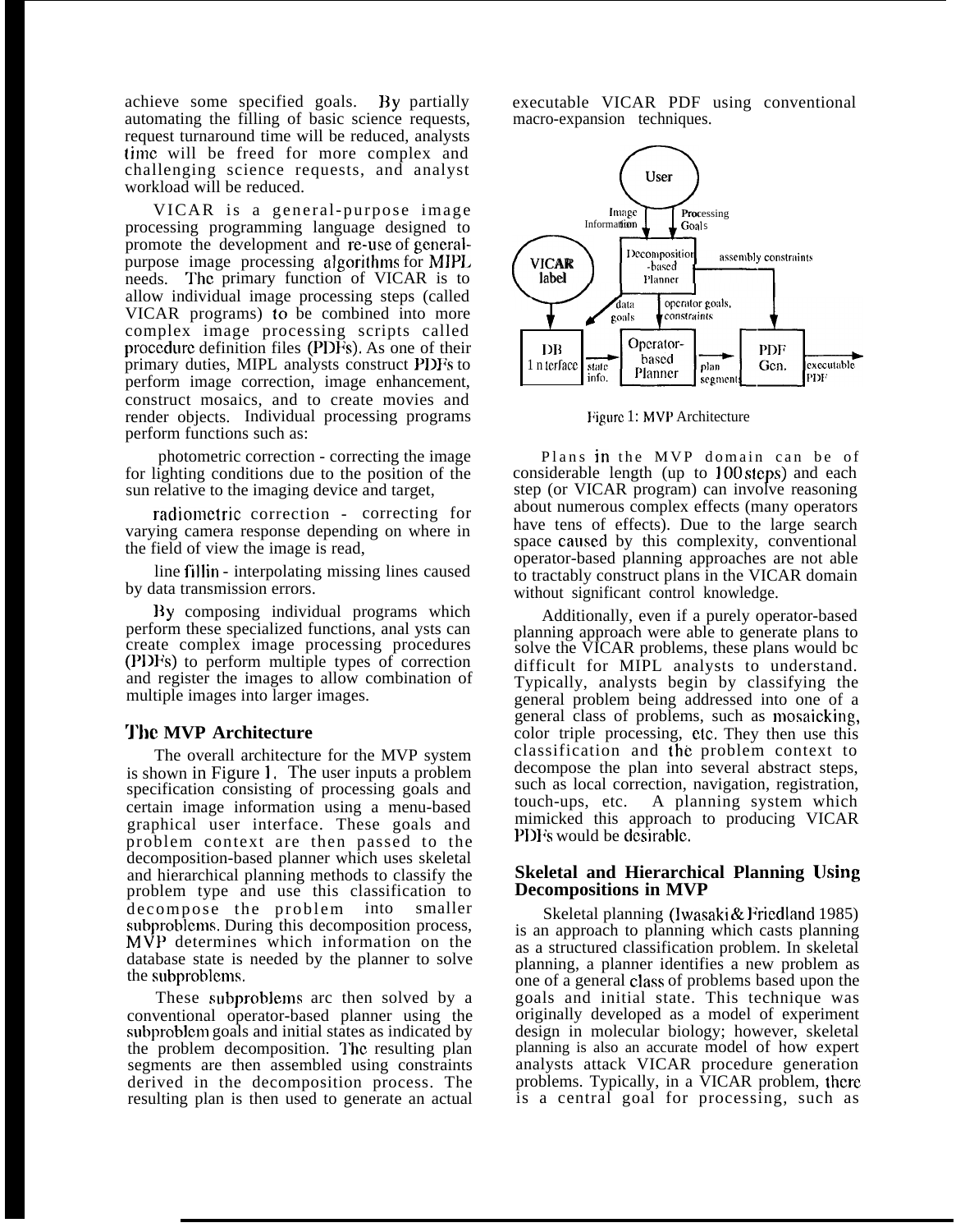achieve some specified goals. By partially automating the filling of basic science requests, request turnaround time will be reduced, analysts time will be freed for more complex and challenging science requests, and analyst workload will be reduced.

VICAR is a general-purpose image processing programming language designed to promote the development and re-use of general-purpose image processing algorithms for MIPL needs. The primary function of VICAR is to allow individual image processing steps (called VICAR programs) to be combined into more complex image processing scripts called procedure definition files (PDFs). As one of their primary duties, MIPL analysts construct PDFs to perform image correction, image enhancement, construct mosaics, and to create movies and render objects. Individual processing programs perform functions such as:

photometric correction - correcting the image for lighting conditions due to the position of the sun relative to the imaging device and target,

radiometric correction - correcting for varying camera response depending on where in the field of view the image is read,

line fillin - interpolating missing lines caused by data transmission errors.

By composing individual programs which perform these specialized functions, analysts can create complex image processing procedures (PDFs) to perform multiple types of correction and register the images to allow combination of multiple images into larger images.

## The MVP Architecture

The overall architecture for the MVP system is shown in Figure 1. The user inputs a problem specification consisting of processing goals and certain image information using a menu-based graphical user interface. These goals and problem context are then passed to the decomposition-based planner which uses skeletal and hierarchical planning methods to classify the problem type and use this classification to decompose the problem into smaller subproblems. During this decomposition process, MVP determines which information on the database state is needed by the planner to solve the subproblems.

These subproblems are then solved by a conventional operator-based planner using the subproblem goals and initial states as indicated by the problem decomposition. The resulting plan segments are then assembled using constraints derived in the decomposition process. The resulting plan is then used to generate an actual executable VICAR PDF using conventional macro-expansion techniques.

Figure 1: MVP Architecture

Plans in the MVP domain can be of considerable length (up to 100 steps) and each step (or VICAR program) can involve reasoning about numerous complex effects (many operators have tens of effects). Due to the large search space caused by this complexity, conventional operator-based planning approaches are not able to tractably construct plans in the VICAR domain without significant control knowledge.

Additionally, even if a purely operator-based planning approach were able to generate plans to solve the VICAR problems, these plans would be difficult for MIPL analysts to understand. Typically, analysts begin by classifying the general problem being addressed into one of a general class of problems, such as mosaicking, color triple processing, etc. They then use this classification and the problem context to decompose the plan into several abstract steps, such as local correction, navigation, registration, touch-ups, etc. A planning system which mimicked this approach to producing VICAR PDFs would be desirable.

## Skeletal and Hierarchical Planning Using Decompositions in MVP

Skeletal planning (Iwasaki & Friedland 1985) is an approach to planning which casts planning as a structured classification problem. In skeletal planning, a planner identifies a new problem as one of a general class of problems based upon the goals and initial state. This technique was originally developed as a model of experiment design in molecular biology; however, skeletal planning is also an accurate model of how expert analysts attack VICAR procedure generation problems. Typically, in a VICAR problem, there is a central goal for processing, such as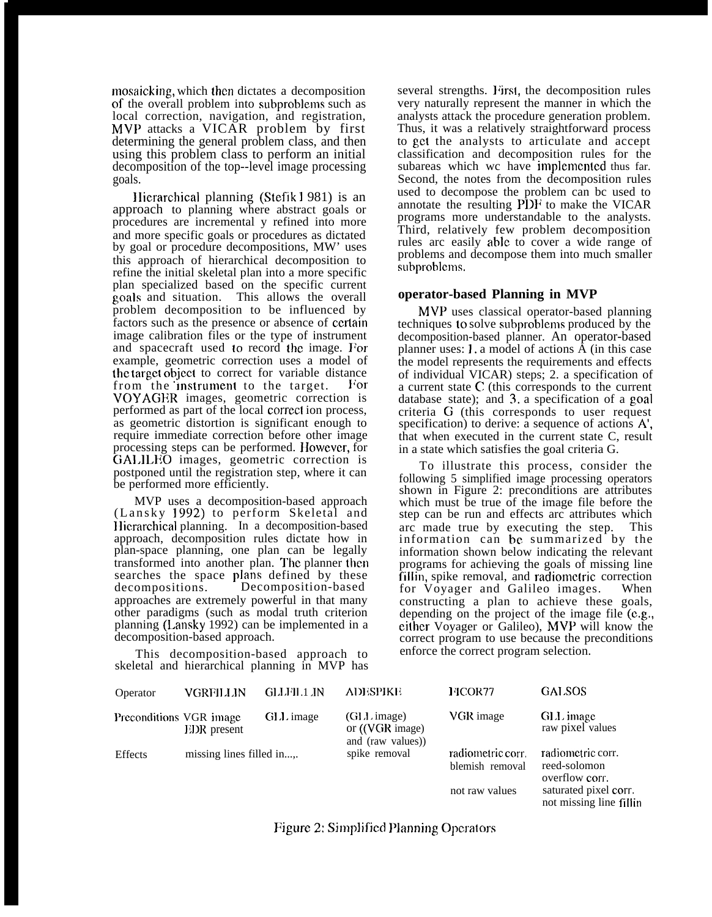mosaicking, which then dictates a decomposition of the overall problem into subproblems such as local correction, navigation, and registration, MVP attacks a VICAR problem by first determining the general problem class, and then using this problem class to perform an initial decomposition of the top--level image processing goals.

Hierarchical planning (Stefik 1981) is an approach to planning where abstract goals or procedures are incremental y refined into more and more specific goals or procedures as dictated by goal or procedure decompositions, MW' uses this approach of hierarchical decomposition to refine the initial skeletal plan into a more specific plan specialized based on the specific current goals and situation. This allows the overall problem decomposition to be influenced by factors such as the presence or absence of certain image calibration files or the type of instrument and spacecraft used to record the image. For example, geometric correction uses a model of the target object to correct for variable distance from the instrument to the target. For VOYAGER images, geometric correction is performed as part of the local correct ion process, as geometric distortion is significant enough to require immediate correction before other image processing steps can be performed. However, for GALILEO images, geometric correction is postponed until the registration step, where it can be performed more efficiently.

MVP uses a decomposition-based approach (Lansky 1992) to perform Skeletal and Hierarchical planning. In a decomposition-based approach, decomposition rules dictate how in plan-space planning, one plan can be legally transformed into another plan. The planner then searches the space plans defined by these decompositions. Decomposition-based approaches are extremely powerful in that many other paradigms (such as modal truth criterion planning (Lansky 1992) can be implemented in a decomposition-based approach.

This decomposition-based approach to skeletal and hierarchical planning in MVP has several strengths. First, the decomposition rules very naturally represent the manner in which the analysts attack the procedure generation problem. Thus, it was a relatively straightforward process to get the analysts to articulate and accept classification and decomposition rules for the subareas which wc have implemented thus far. Second, the notes from the decomposition rules used to decompose the problem can bc used to annotate the resulting PDF to make the VICAR programs more understandable to the analysts. Third, relatively few problem decomposition rules arc easily able to cover a wide range of problems and decompose them into much smaller subproblems.

## operator-based Planning in MVP

MVP uses classical operator-based planning techniques to solve subproblems produced by the decomposition-based planner. An operator-based planner uses: 1. a model of actions A (in this case the model represents the requirements and effects of individual VICAR) steps; 2. a specification of a current state C (this corresponds to the current database state); and 3. a specification of a goal criteria G (this corresponds to user request specification) to derive: a sequence of actions A', that when executed in the current state C, result in a state which satisfies the goal criteria G.

To illustrate this process, consider the following 5 simplified image processing operators shown in Figure 2: preconditions are attributes which must be true of the image file before the step can be run and effects arc attributes which arc made true by executing the step. This information can bc summarized by the information shown below indicating the relevant programs for achieving the goals of missing line fillin, spike removal, and radiometric correction for Voyager and Galileo images. When constructing a plan to achieve these goals, depending on the project of the image file (e.g., either Voyager or Galileo), MVP will know the correct program to use because the preconditions enforce the correct program selection.

| Operator | VGRFILLIN | GLLFILLIN | ADESPIKE | FICOR77 | GALSOS |
|---|---|---|---|---|---|
| Preconditions | VGR image<br>EDR present | GLL image | (GLL image)<br>or ((VGR image)<br>and (raw values)) | VGR image | GLL image<br>raw pixel values |
| Effects | missing lines filled in...,. | | spike removal | radiometric corr.<br>blemish removal<br><br>not raw values | radiometric corr.<br>reed-solomon<br>overflow corr.<br>saturated pixel corr.<br>not missing line fillin |

Figure 2: Simplified Planning Operators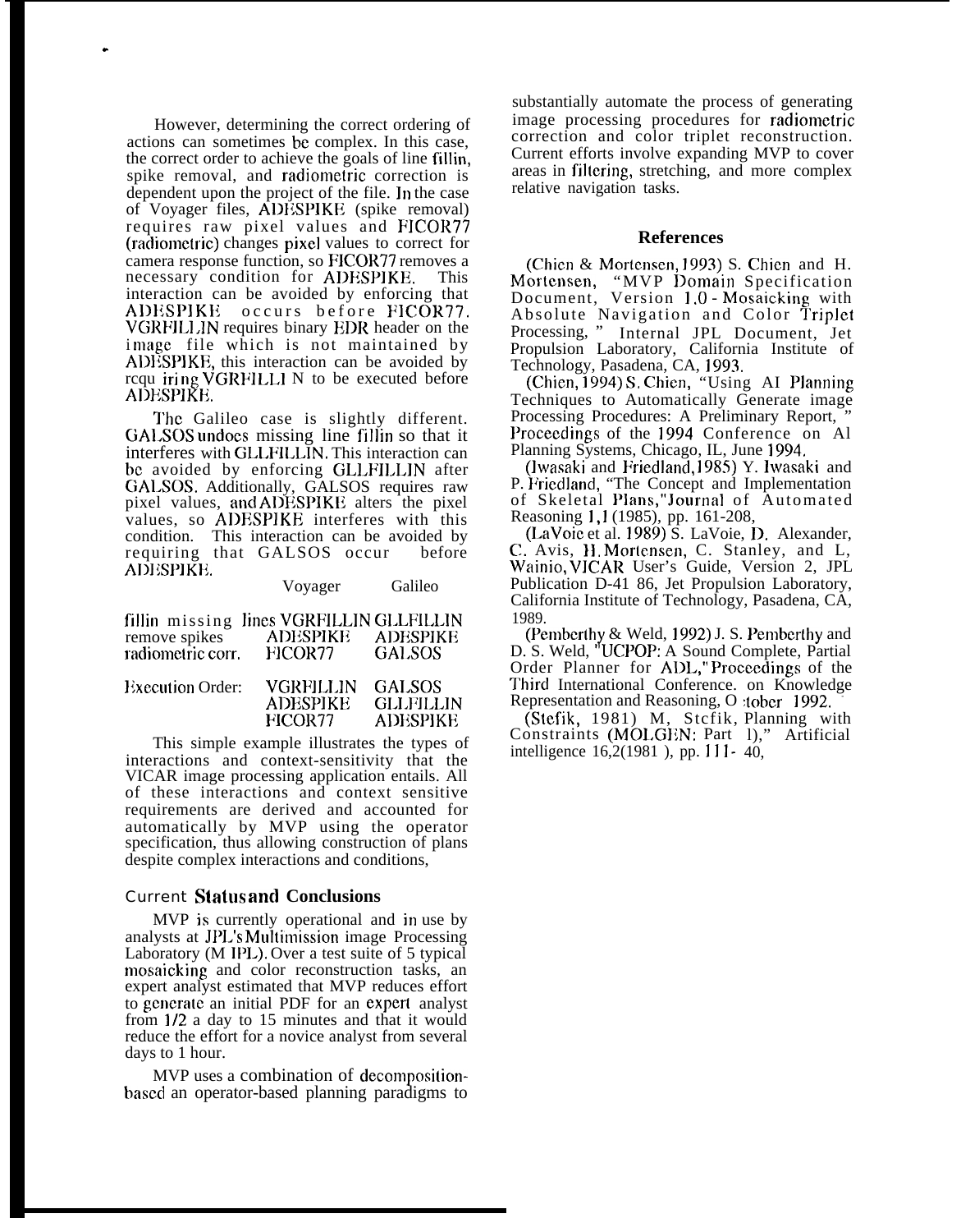However, determining the correct ordering of actions can sometimes be complex. In this case, the correct order to achieve the goals of line fillin, spike removal, and radiometric correction is dependent upon the project of the file. In the case of Voyager files, ADESPIKE (spike removal) requires raw pixel values and FICOR77 (radiometric) changes pixel values to correct for camera response function, so FICOR77 removes a necessary condition for ADESPIKE. This interaction can be avoided by enforcing that ADESPIKE occurs before FICOR77. VGRFILLIN requires binary EDR header on the image file which is not maintained by ADESPIKE, this interaction can be avoided by requiring VGRFILLIN to be executed before ADESPIKE.

The Galileo case is slightly different. GALSOS undoes missing line fillin so that it interferes with GLLFILLIN. This interaction can be avoided by enforcing GLLFILLIN after GALSOS. Additionally, GALSOS requires raw pixel values, and ADESPIKE alters the pixel values, so ADESPIKE interferes with this condition. This interaction can be avoided by requiring that GALSOS occur before ADESPIKE.

| | Voyager | Galileo |
|---|---|---|
| fillin missing lines | VGRFILLIN | GLLFILLIN |
| remove spikes | ADESPIKE | ADESPIKE |
| radiometric corr. | FICOR77 | GALSOS |
| Execution Order: | VGRFILLIN | GALSOS |
| | ADESPIKE | GLLFILLIN |
| | FICOR77 | ADESPIKE |

This simple example illustrates the types of interactions and context-sensitivity that the VICAR image processing application entails. All of these interactions and context sensitive requirements are derived and accounted for automatically by MVP using the operator specification, thus allowing construction of plans despite complex interactions and conditions,

## Current Status and Conclusions

MVP is currently operational and in use by analysts at JPL's Multimission image Processing Laboratory (MIPL). Over a test suite of 5 typical mosaicking and color reconstruction tasks, an expert analyst estimated that MVP reduces effort to generate an initial PDF for an expert analyst from 1/2 a day to 15 minutes and that it would reduce the effort for a novice analyst from several days to 1 hour.

MVP uses a combination of decomposition-based an operator-based planning paradigms to substantially automate the process of generating image processing procedures for radiometric correction and color triplet reconstruction. Current efforts involve expanding MVP to cover areas in filtering, stretching, and more complex relative navigation tasks.

## References

(Chien & Mortensen, 1993) S. Chien and H. Mortensen, "MVP Domain Specification Document, Version 1.0 - Mosaicking with Absolute Navigation and Color Triplet Processing, " Internal JPL Document, Jet Propulsion Laboratory, California Institute of Technology, Pasadena, CA, 1993.

(Chien, 1994) S. Chien, "Using AI Planning Techniques to Automatically Generate image Processing Procedures: A Preliminary Report, " Proceedings of the 1994 Conference on Al Planning Systems, Chicago, IL, June 1994.

(Iwasaki and Friedland, 1985) Y. Iwasaki and P. Friedland, "The Concept and Implementation of Skeletal Plans," Journal of Automated Reasoning 1,1 (1985), pp. 161-208,

(LaVoie et al. 1989) S. LaVoie, D. Alexander, C. Avis, H. Mortensen, C. Stanley, and L, Wainio, VICAR User's Guide, Version 2, JPL Publication D-41 86, Jet Propulsion Laboratory, California Institute of Technology, Pasadena, CA, 1989.

(Pemberthy & Weld, 1992) J. S. Pemberthy and D. S. Weld, "UCPOP: A Sound Complete, Partial Order Planner for ADL," Proceedings of the Third International Conference. on Knowledge Representation and Reasoning, October 1992.

(Stefik, 1981) M, Stefik, Planning with Constraints (MOLGEN: Part 1)," Artificial intelligence 16,2(1981 ), pp. 111- 40,